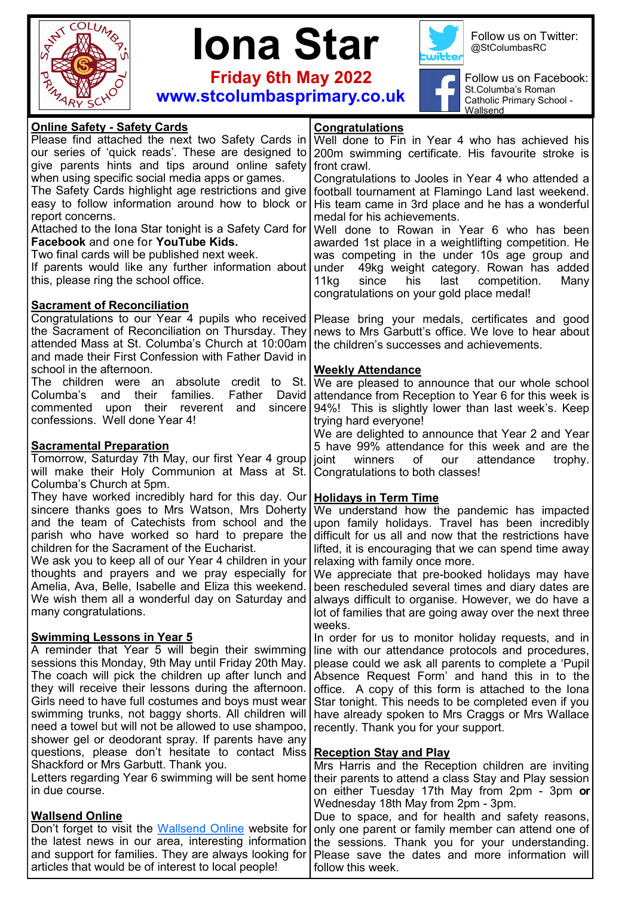# Iona Star

**Friday 6th May 2022**

**www.stcolumbasprimary.co.uk**

Follow us on Twitter: @StColumbasRC

Follow us on Facebook: St.Columba's Roman Catholic Primary School - Wallsend

## Online Safety - Safety Cards

Please find attached the next two Safety Cards in our series of 'quick reads'. These are designed to give parents hints and tips around online safety when using specific social media apps or games.

The Safety Cards highlight age restrictions and give easy to follow information around how to block or report concerns.

Attached to the Iona Star tonight is a Safety Card for **Facebook** and one for **YouTube Kids.**

Two final cards will be published next week.

If parents would like any further information about this, please ring the school office.

## Sacrament of Reconciliation

Congratulations to our Year 4 pupils who received the Sacrament of Reconciliation on Thursday. They attended Mass at St. Columba's Church at 10:00am and made their First Confession with Father David in school in the afternoon.

The children were an absolute credit to St. Columba's and their families. Father David commented upon their reverent and sincere confessions. Well done Year 4!

## Sacramental Preparation

Tomorrow, Saturday 7th May, our first Year 4 group will make their Holy Communion at Mass at St. Columba's Church at 5pm.

They have worked incredibly hard for this day. Our sincere thanks goes to Mrs Watson, Mrs Doherty and the team of Catechists from school and the parish who have worked so hard to prepare the children for the Sacrament of the Eucharist.

We ask you to keep all of our Year 4 children in your thoughts and prayers and we pray especially for Amelia, Ava, Belle, Isabelle and Eliza this weekend. We wish them all a wonderful day on Saturday and many congratulations.

## Swimming Lessons in Year 5

A reminder that Year 5 will begin their swimming sessions this Monday, 9th May until Friday 20th May. The coach will pick the children up after lunch and they will receive their lessons during the afternoon. Girls need to have full costumes and boys must wear swimming trunks, not baggy shorts. All children will need a towel but will not be allowed to use shampoo, shower gel or deodorant spray. If parents have any questions, please don't hesitate to contact Miss Shackford or Mrs Garbutt. Thank you.

Letters regarding Year 6 swimming will be sent home in due course.

## Wallsend Online

Don't forget to visit the Wallsend Online website for the latest news in our area, interesting information and support for families. They are always looking for articles that would be of interest to local people!

## Congratulations

Well done to Fin in Year 4 who has achieved his 200m swimming certificate. His favourite stroke is front crawl.

Congratulations to Jooles in Year 4 who attended a football tournament at Flamingo Land last weekend. His team came in 3rd place and he has a wonderful medal for his achievements.

Well done to Rowan in Year 6 who has been awarded 1st place in a weightlifting competition. He was competing in the under 10s age group and under 49kg weight category. Rowan has added 11kg since his last competition. Many congratulations on your gold place medal!

Please bring your medals, certificates and good news to Mrs Garbutt's office. We love to hear about the children's successes and achievements.

## Weekly Attendance

We are pleased to announce that our whole school attendance from Reception to Year 6 for this week is 94%! This is slightly lower than last week's. Keep trying hard everyone!

We are delighted to announce that Year 2 and Year 5 have 99% attendance for this week and are the joint winners of our attendance trophy. Congratulations to both classes!

## Holidays in Term Time

We understand how the pandemic has impacted upon family holidays. Travel has been incredibly difficult for us all and now that the restrictions have lifted, it is encouraging that we can spend time away relaxing with family once more.

We appreciate that pre-booked holidays may have been rescheduled several times and diary dates are always difficult to organise. However, we do have a lot of families that are going away over the next three weeks.

In order for us to monitor holiday requests, and in line with our attendance protocols and procedures, please could we ask all parents to complete a 'Pupil Absence Request Form' and hand this in to the office. A copy of this form is attached to the Iona Star tonight. This needs to be completed even if you have already spoken to Mrs Craggs or Mrs Wallace recently. Thank you for your support.

## Reception Stay and Play

Mrs Harris and the Reception children are inviting their parents to attend a class Stay and Play session on either Tuesday 17th May from 2pm - 3pm **or** Wednesday 18th May from 2pm - 3pm.

Due to space, and for health and safety reasons, only one parent or family member can attend one of the sessions. Thank you for your understanding. Please save the dates and more information will follow this week.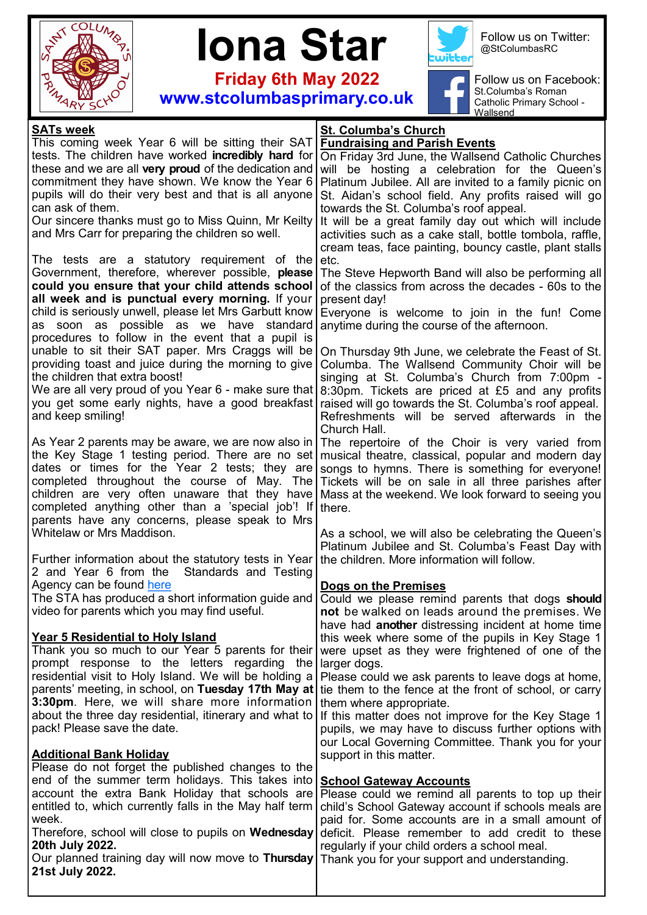# Iona Star

**Friday 6th May 2022**

**www.stcolumbasprimary.co.uk**

Follow us on Twitter: @StColumbasRC

Follow us on Facebook: St.Columba's Roman Catholic Primary School - Wallsend

## SATs week

This coming week Year 6 will be sitting their SAT tests. The children have worked **incredibly hard** for these and we are all **very proud** of the dedication and commitment they have shown. We know the Year 6 pupils will do their very best and that is all anyone can ask of them.

Our sincere thanks must go to Miss Quinn, Mr Keilty and Mrs Carr for preparing the children so well.

The tests are a statutory requirement of the Government, therefore, wherever possible, **please could you ensure that your child attends school all week and is punctual every morning.** If your child is seriously unwell, please let Mrs Garbutt know as soon as possible as we have standard procedures to follow in the event that a pupil is unable to sit their SAT paper. Mrs Craggs will be providing toast and juice during the morning to give the children that extra boost!

We are all very proud of you Year 6 - make sure that you get some early nights, have a good breakfast and keep smiling!

As Year 2 parents may be aware, we are now also in the Key Stage 1 testing period. There are no set dates or times for the Year 2 tests; they are completed throughout the course of May. The children are very often unaware that they have completed anything other than a 'special job'! If parents have any concerns, please speak to Mrs Whitelaw or Mrs Maddison.

Further information about the statutory tests in Year 2 and Year 6 from the Standards and Testing Agency can be found here

The STA has produced a short information guide and video for parents which you may find useful.

## Year 5 Residential to Holy Island

Thank you so much to our Year 5 parents for their prompt response to the letters regarding the residential visit to Holy Island. We will be holding a parents' meeting, in school, on **Tuesday 17th May at 3:30pm**. Here, we will share more information about the three day residential, itinerary and what to pack! Please save the date.

## Additional Bank Holiday

Please do not forget the published changes to the end of the summer term holidays. This takes into account the extra Bank Holiday that schools are entitled to, which currently falls in the May half term week.

Therefore, school will close to pupils on **Wednesday 20th July 2022.**

Our planned training day will now move to **Thursday 21st July 2022.**

## St. Columba's Church Fundraising and Parish Events

On Friday 3rd June, the Wallsend Catholic Churches will be hosting a celebration for the Queen's Platinum Jubilee. All are invited to a family picnic on St. Aidan's school field. Any profits raised will go towards the St. Columba's roof appeal.

It will be a great family day out which will include activities such as a cake stall, bottle tombola, raffle, cream teas, face painting, bouncy castle, plant stalls etc.

The Steve Hepworth Band will also be performing all of the classics from across the decades - 60s to the present day!

Everyone is welcome to join in the fun! Come anytime during the course of the afternoon.

On Thursday 9th June, we celebrate the Feast of St. Columba. The Wallsend Community Choir will be singing at St. Columba's Church from 7:00pm - 8:30pm. Tickets are priced at £5 and any profits raised will go towards the St. Columba's roof appeal. Refreshments will be served afterwards in the Church Hall.

The repertoire of the Choir is very varied from musical theatre, classical, popular and modern day songs to hymns. There is something for everyone! Tickets will be on sale in all three parishes after Mass at the weekend. We look forward to seeing you there.

As a school, we will also be celebrating the Queen's Platinum Jubilee and St. Columba's Feast Day with the children. More information will follow.

## Dogs on the Premises

Could we please remind parents that dogs **should not** be walked on leads around the premises. We have had **another** distressing incident at home time this week where some of the pupils in Key Stage 1 were upset as they were frightened of one of the larger dogs.

Please could we ask parents to leave dogs at home, tie them to the fence at the front of school, or carry them where appropriate.

If this matter does not improve for the Key Stage 1 pupils, we may have to discuss further options with our Local Governing Committee. Thank you for your support in this matter.

## School Gateway Accounts

Please could we remind all parents to top up their child's School Gateway account if schools meals are paid for. Some accounts are in a small amount of deficit. Please remember to add credit to these regularly if your child orders a school meal.

Thank you for your support and understanding.